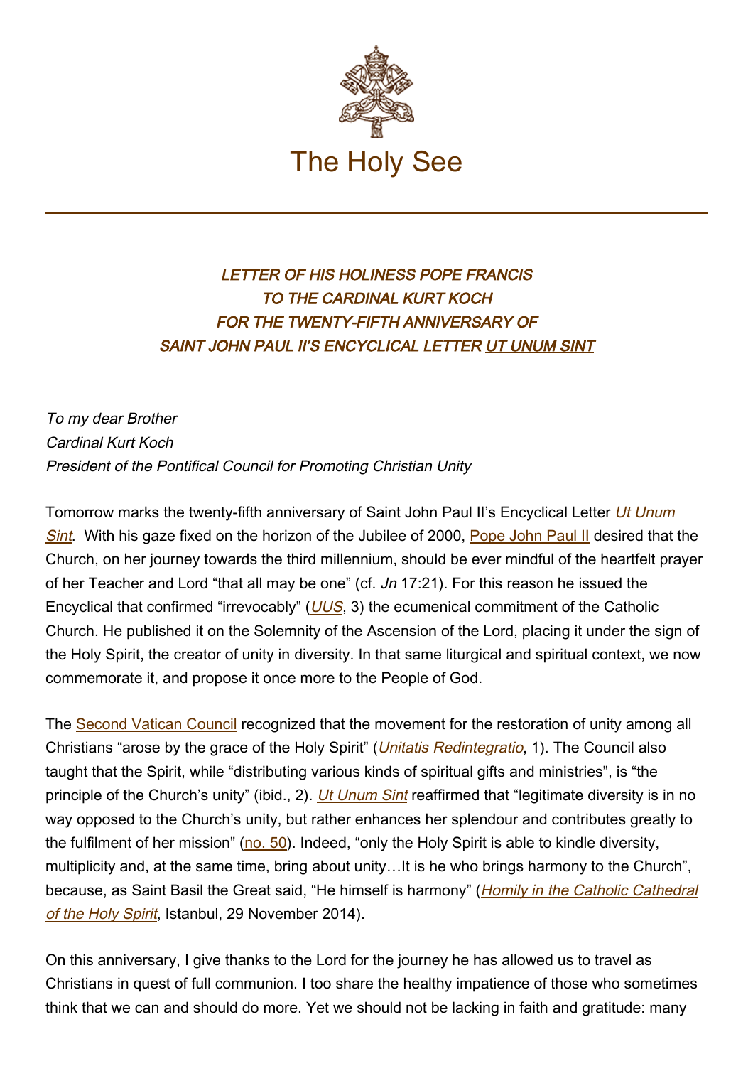The Holy See

### *LETTER OF HIS HOLINESS POPE FRANCIS TO THE CARDINAL KURT KOCH FOR THE TWENTY-FIFTH ANNIVERSARY OF SAINT JOHN PAUL II'S ENCYCLICAL LETTER UT UNUM SINT*

*To my dear Brother*
*Cardinal Kurt Koch*
*President of the Pontifical Council for Promoting Christian Unity*

Tomorrow marks the twenty-fifth anniversary of Saint John Paul II's Encyclical Letter *Ut Unum Sint*. With his gaze fixed on the horizon of the Jubilee of 2000, Pope John Paul II desired that the Church, on her journey towards the third millennium, should be ever mindful of the heartfelt prayer of her Teacher and Lord "that all may be one" (cf. *Jn* 17:21). For this reason he issued the Encyclical that confirmed "irrevocably" (*UUS*, 3) the ecumenical commitment of the Catholic Church. He published it on the Solemnity of the Ascension of the Lord, placing it under the sign of the Holy Spirit, the creator of unity in diversity. In that same liturgical and spiritual context, we now commemorate it, and propose it once more to the People of God.

The Second Vatican Council recognized that the movement for the restoration of unity among all Christians "arose by the grace of the Holy Spirit" (*Unitatis Redintegratio*, 1). The Council also taught that the Spirit, while "distributing various kinds of spiritual gifts and ministries", is "the principle of the Church's unity" (ibid., 2). *Ut Unum Sint* reaffirmed that "legitimate diversity is in no way opposed to the Church's unity, but rather enhances her splendour and contributes greatly to the fulfilment of her mission" (no. 50). Indeed, "only the Holy Spirit is able to kindle diversity, multiplicity and, at the same time, bring about unity…It is he who brings harmony to the Church", because, as Saint Basil the Great said, "He himself is harmony" (*Homily in the Catholic Cathedral of the Holy Spirit*, Istanbul, 29 November 2014).

On this anniversary, I give thanks to the Lord for the journey he has allowed us to travel as Christians in quest of full communion. I too share the healthy impatience of those who sometimes think that we can and should do more. Yet we should not be lacking in faith and gratitude: many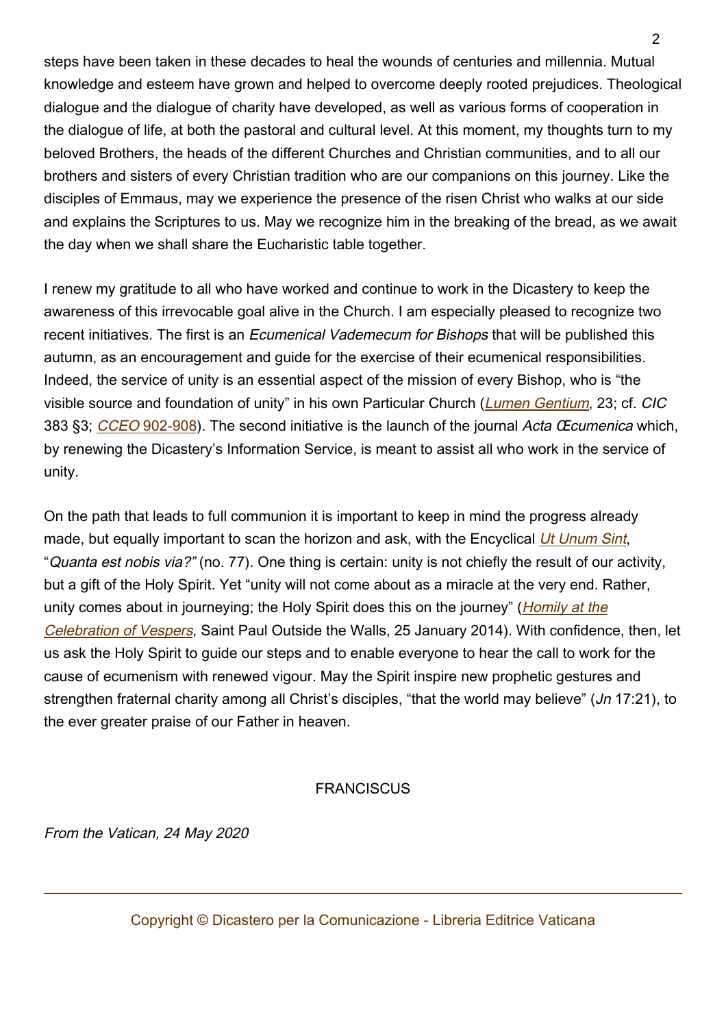steps have been taken in these decades to heal the wounds of centuries and millennia. Mutual knowledge and esteem have grown and helped to overcome deeply rooted prejudices. Theological dialogue and the dialogue of charity have developed, as well as various forms of cooperation in the dialogue of life, at both the pastoral and cultural level. At this moment, my thoughts turn to my beloved Brothers, the heads of the different Churches and Christian communities, and to all our brothers and sisters of every Christian tradition who are our companions on this journey. Like the disciples of Emmaus, may we experience the presence of the risen Christ who walks at our side and explains the Scriptures to us. May we recognize him in the breaking of the bread, as we await the day when we shall share the Eucharistic table together.

I renew my gratitude to all who have worked and continue to work in the Dicastery to keep the awareness of this irrevocable goal alive in the Church. I am especially pleased to recognize two recent initiatives. The first is an *Ecumenical Vademecum for Bishops* that will be published this autumn, as an encouragement and guide for the exercise of their ecumenical responsibilities. Indeed, the service of unity is an essential aspect of the mission of every Bishop, who is "the visible source and foundation of unity" in his own Particular Church (*Lumen Gentium*, 23; cf. *CIC* 383 §3; *CCEO* 902-908). The second initiative is the launch of the journal *Acta Œcumenica* which, by renewing the Dicastery's Information Service, is meant to assist all who work in the service of unity.

On the path that leads to full communion it is important to keep in mind the progress already made, but equally important to scan the horizon and ask, with the Encyclical *Ut Unum Sint*, "*Quanta est nobis via?"* (no. 77). One thing is certain: unity is not chiefly the result of our activity, but a gift of the Holy Spirit. Yet "unity will not come about as a miracle at the very end. Rather, unity comes about in journeying; the Holy Spirit does this on the journey" (*Homily at the Celebration of Vespers*, Saint Paul Outside the Walls, 25 January 2014). With confidence, then, let us ask the Holy Spirit to guide our steps and to enable everyone to hear the call to work for the cause of ecumenism with renewed vigour. May the Spirit inspire new prophetic gestures and strengthen fraternal charity among all Christ's disciples, "that the world may believe" (*Jn* 17:21), to the ever greater praise of our Father in heaven.

FRANCISCUS

*From the Vatican, 24 May 2020*

Copyright © Dicastero per la Comunicazione - Libreria Editrice Vaticana